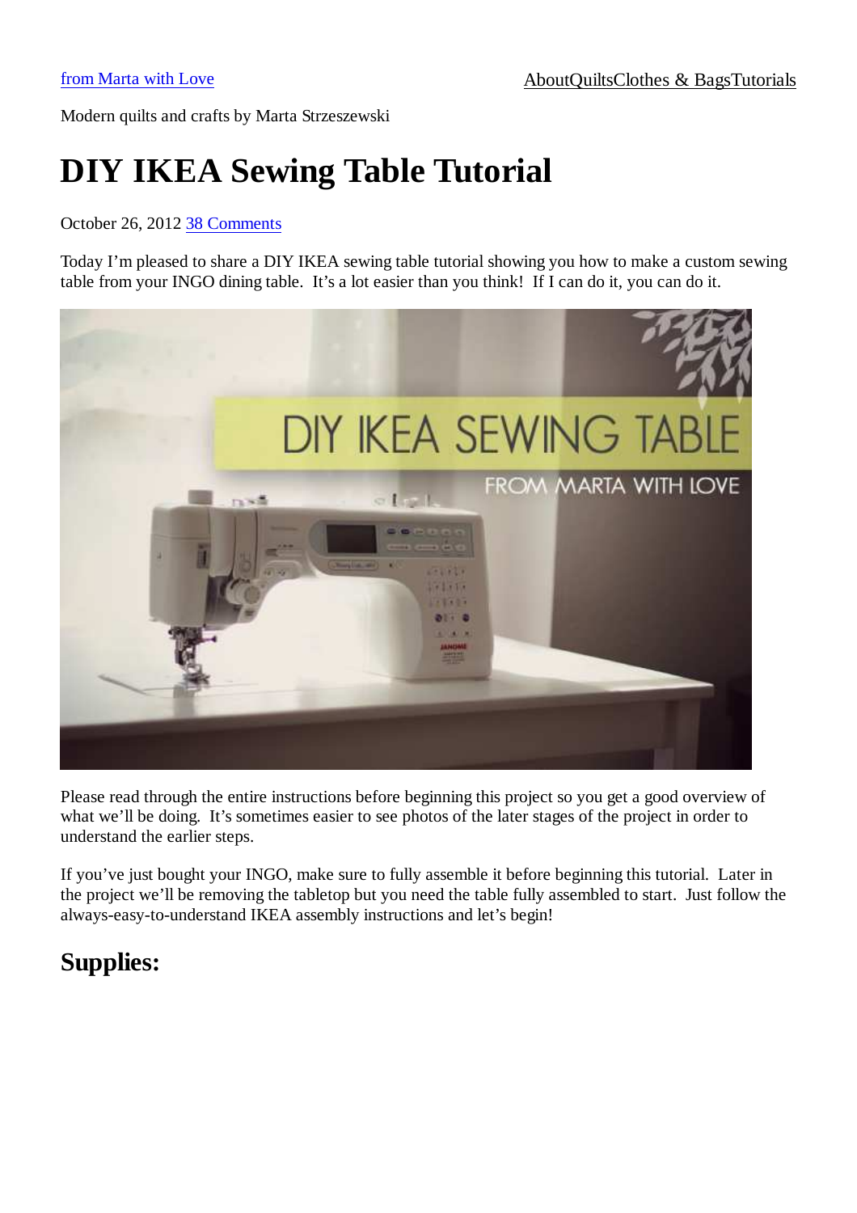[from Marta with Love](#) [About](#)[Quilts](#)[Clothes & Bags](#)[Tutorials](#)

Modern quilts and crafts by Marta Strzeszewski

# DIY IKEA Sewing Table Tutorial

October 26, 2012 [38 Comments](#)

Today I'm pleased to share a DIY IKEA sewing table tutorial showing you how to make a custom sewing table from your INGO dining table. It's a lot easier than you think! If I can do it, you can do it.

Please read through the entire instructions before beginning this project so you get a good overview of what we'll be doing. It's sometimes easier to see photos of the later stages of the project in order to understand the earlier steps.

If you've just bought your INGO, make sure to fully assemble it before beginning this tutorial. Later in the project we'll be removing the tabletop but you need the table fully assembled to start. Just follow the always-easy-to-understand IKEA assembly instructions and let's begin!

## Supplies: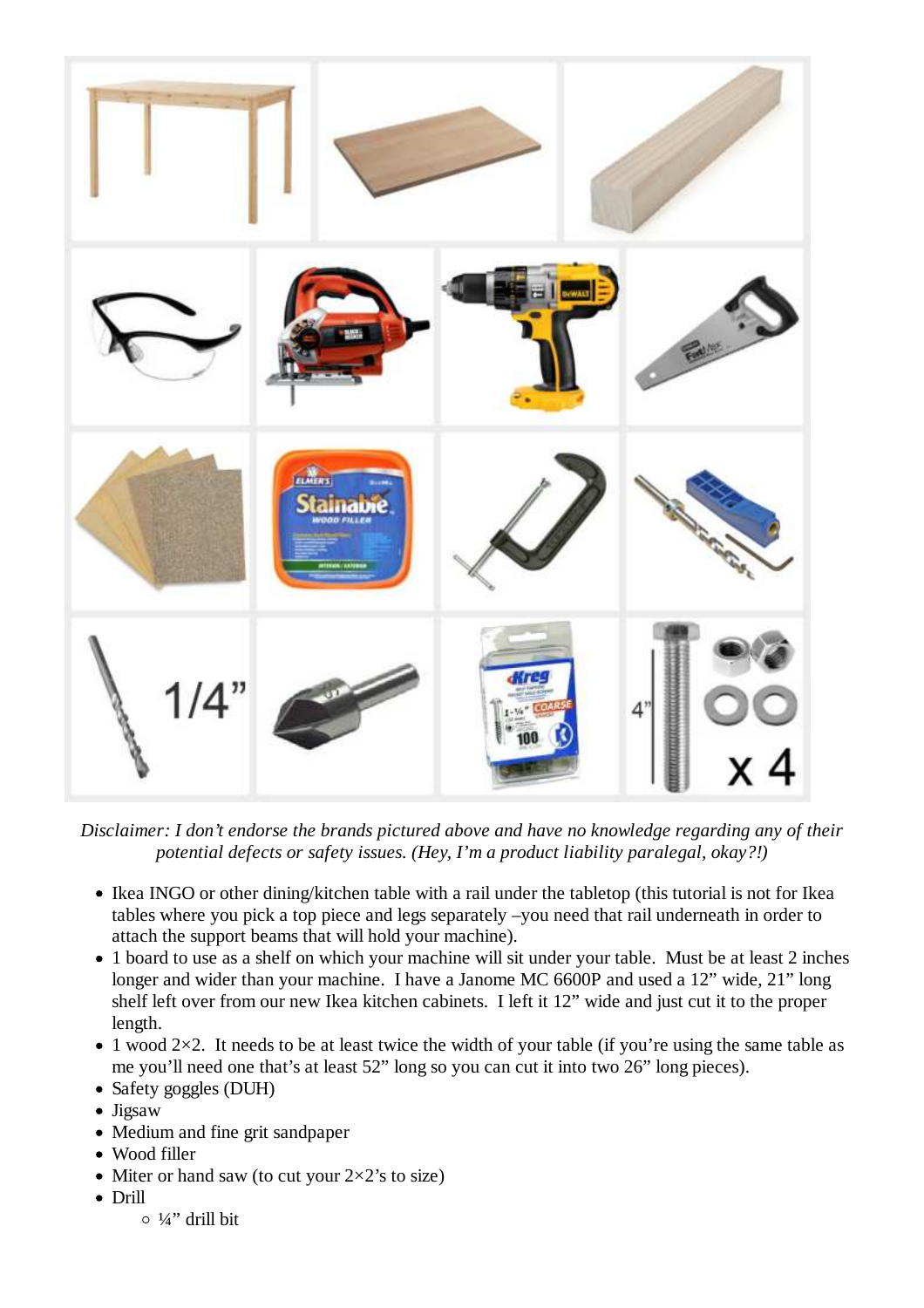*Disclaimer: I don't endorse the brands pictured above and have no knowledge regarding any of their potential defects or safety issues. (Hey, I'm a product liability paralegal, okay?!)*

- Ikea INGO or other dining/kitchen table with a rail under the tabletop (this tutorial is not for Ikea tables where you pick a top piece and legs separately –you need that rail underneath in order to attach the support beams that will hold your machine).
- 1 board to use as a shelf on which your machine will sit under your table. Must be at least 2 inches longer and wider than your machine. I have a Janome MC 6600P and used a 12" wide, 21" long shelf left over from our new Ikea kitchen cabinets. I left it 12" wide and just cut it to the proper length.
- 1 wood 2×2. It needs to be at least twice the width of your table (if you're using the same table as me you'll need one that's at least 52" long so you can cut it into two 26" long pieces).
- Safety goggles (DUH)
- Jigsaw
- Medium and fine grit sandpaper
- Wood filler
- Miter or hand saw (to cut your 2×2's to size)
- Drill
    - ¼" drill bit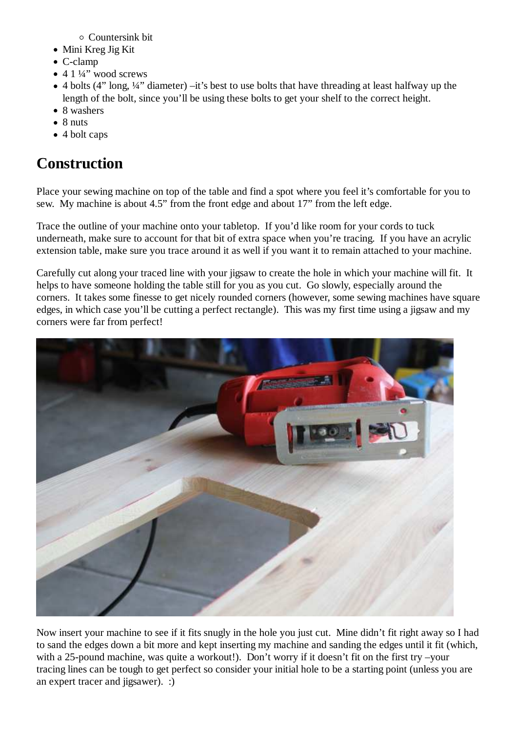- Countersink bit
- Mini Kreg Jig Kit
- C-clamp
- 4 1 ¼" wood screws
- 4 bolts (4" long, ¼" diameter) –it's best to use bolts that have threading at least halfway up the length of the bolt, since you'll be using these bolts to get your shelf to the correct height.
- 8 washers
- 8 nuts
- 4 bolt caps

## Construction

Place your sewing machine on top of the table and find a spot where you feel it's comfortable for you to sew. My machine is about 4.5" from the front edge and about 17" from the left edge.

Trace the outline of your machine onto your tabletop. If you'd like room for your cords to tuck underneath, make sure to account for that bit of extra space when you're tracing. If you have an acrylic extension table, make sure you trace around it as well if you want it to remain attached to your machine.

Carefully cut along your traced line with your jigsaw to create the hole in which your machine will fit. It helps to have someone holding the table still for you as you cut. Go slowly, especially around the corners. It takes some finesse to get nicely rounded corners (however, some sewing machines have square edges, in which case you'll be cutting a perfect rectangle). This was my first time using a jigsaw and my corners were far from perfect!

Now insert your machine to see if it fits snugly in the hole you just cut. Mine didn't fit right away so I had to sand the edges down a bit more and kept inserting my machine and sanding the edges until it fit (which, with a 25-pound machine, was quite a workout!). Don't worry if it doesn't fit on the first try –your tracing lines can be tough to get perfect so consider your initial hole to be a starting point (unless you are an expert tracer and jigsawer). :)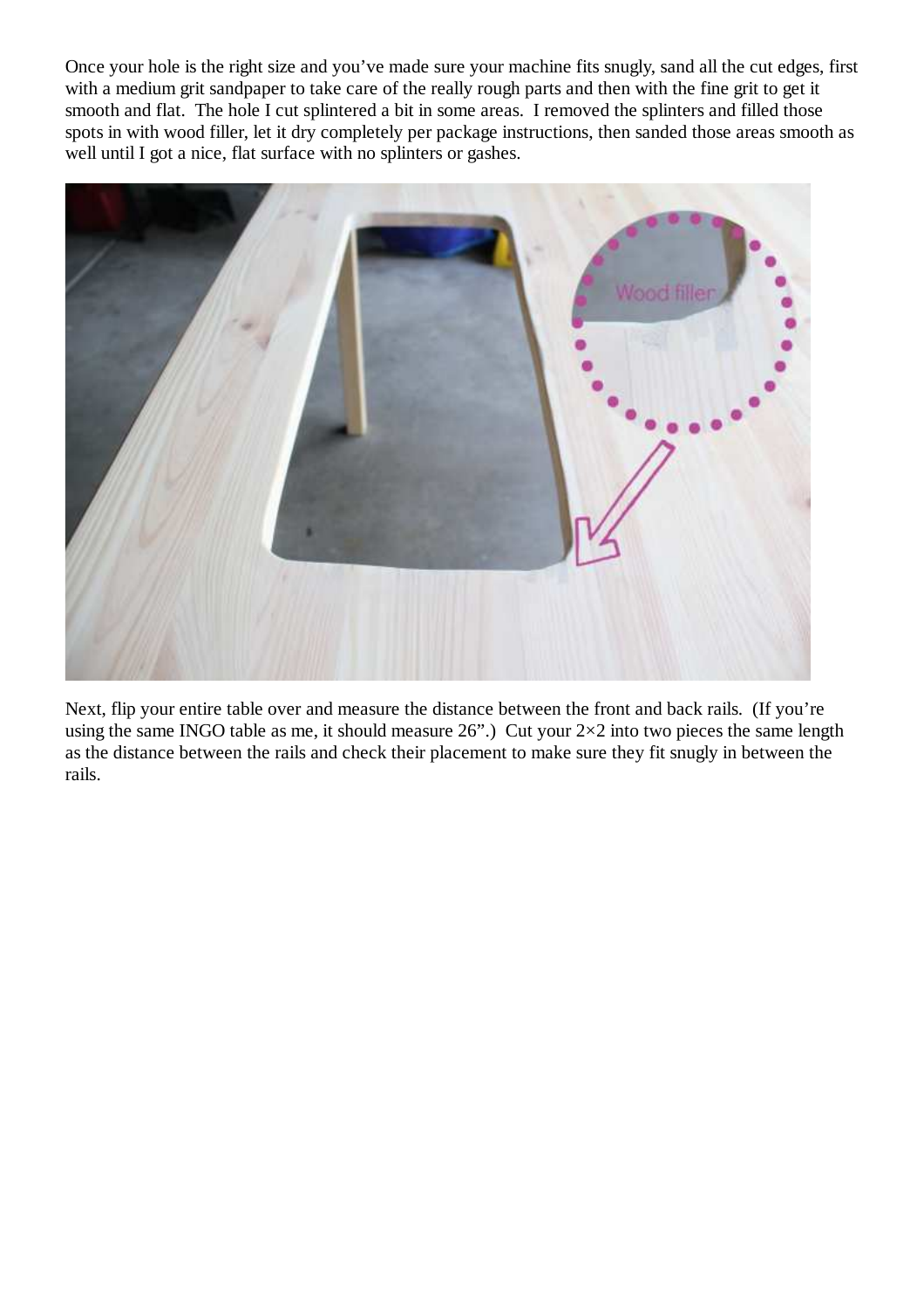Once your hole is the right size and you've made sure your machine fits snugly, sand all the cut edges, first with a medium grit sandpaper to take care of the really rough parts and then with the fine grit to get it smooth and flat. The hole I cut splintered a bit in some areas. I removed the splinters and filled those spots in with wood filler, let it dry completely per package instructions, then sanded those areas smooth as well until I got a nice, flat surface with no splinters or gashes.

Next, flip your entire table over and measure the distance between the front and back rails. (If you're using the same INGO table as me, it should measure 26".) Cut your 2×2 into two pieces the same length as the distance between the rails and check their placement to make sure they fit snugly in between the rails.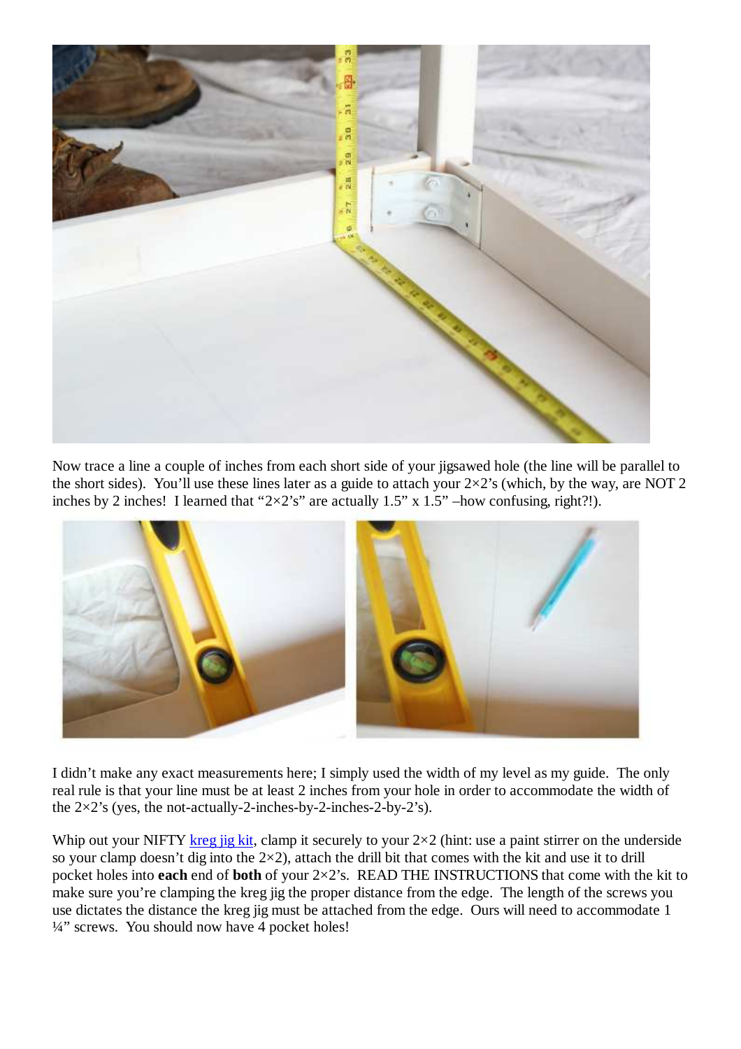Now trace a line a couple of inches from each short side of your jigsawed hole (the line will be parallel to the short sides). You'll use these lines later as a guide to attach your 2×2's (which, by the way, are NOT 2 inches by 2 inches! I learned that "2×2's" are actually 1.5" x 1.5" –how confusing, right?!).

I didn't make any exact measurements here; I simply used the width of my level as my guide. The only real rule is that your line must be at least 2 inches from your hole in order to accommodate the width of the 2×2's (yes, the not-actually-2-inches-by-2-inches-2-by-2's).

Whip out your NIFTY kreg jig kit, clamp it securely to your 2×2 (hint: use a paint stirrer on the underside so your clamp doesn't dig into the 2×2), attach the drill bit that comes with the kit and use it to drill pocket holes into **each** end of **both** of your 2×2's. READ THE INSTRUCTIONS that come with the kit to make sure you're clamping the kreg jig the proper distance from the edge. The length of the screws you use dictates the distance the kreg jig must be attached from the edge. Ours will need to accommodate 1 ¼" screws. You should now have 4 pocket holes!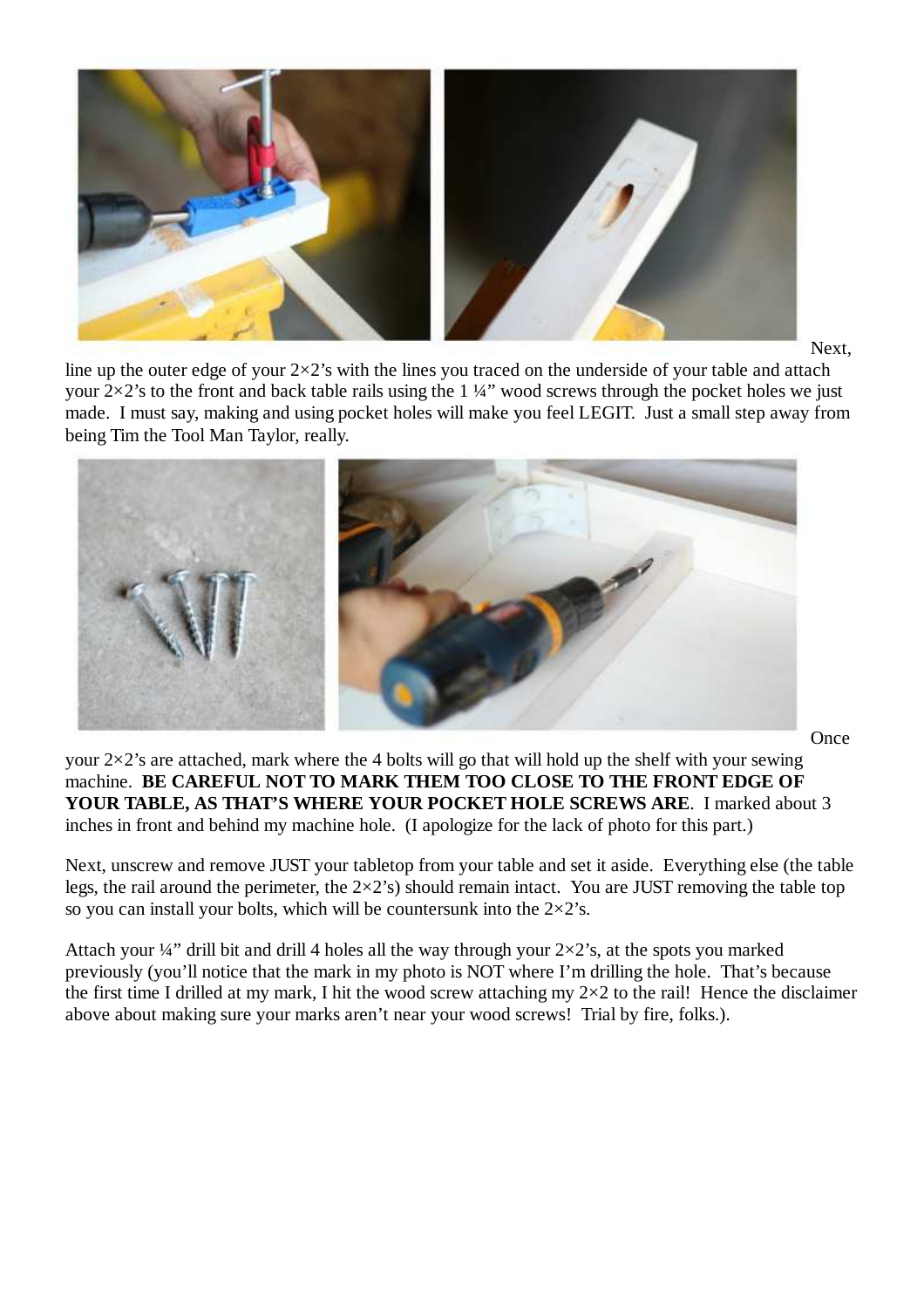Next, line up the outer edge of your 2×2's with the lines you traced on the underside of your table and attach your 2×2's to the front and back table rails using the 1 ¼" wood screws through the pocket holes we just made. I must say, making and using pocket holes will make you feel LEGIT. Just a small step away from being Tim the Tool Man Taylor, really.

Once your 2×2's are attached, mark where the 4 bolts will go that will hold up the shelf with your sewing machine. **BE CAREFUL NOT TO MARK THEM TOO CLOSE TO THE FRONT EDGE OF YOUR TABLE, AS THAT'S WHERE YOUR POCKET HOLE SCREWS ARE**. I marked about 3 inches in front and behind my machine hole. (I apologize for the lack of photo for this part.)

Next, unscrew and remove JUST your tabletop from your table and set it aside. Everything else (the table legs, the rail around the perimeter, the 2×2's) should remain intact. You are JUST removing the table top so you can install your bolts, which will be countersunk into the 2×2's.

Attach your ¼" drill bit and drill 4 holes all the way through your 2×2's, at the spots you marked previously (you'll notice that the mark in my photo is NOT where I'm drilling the hole. That's because the first time I drilled at my mark, I hit the wood screw attaching my 2×2 to the rail! Hence the disclaimer above about making sure your marks aren't near your wood screws! Trial by fire, folks.).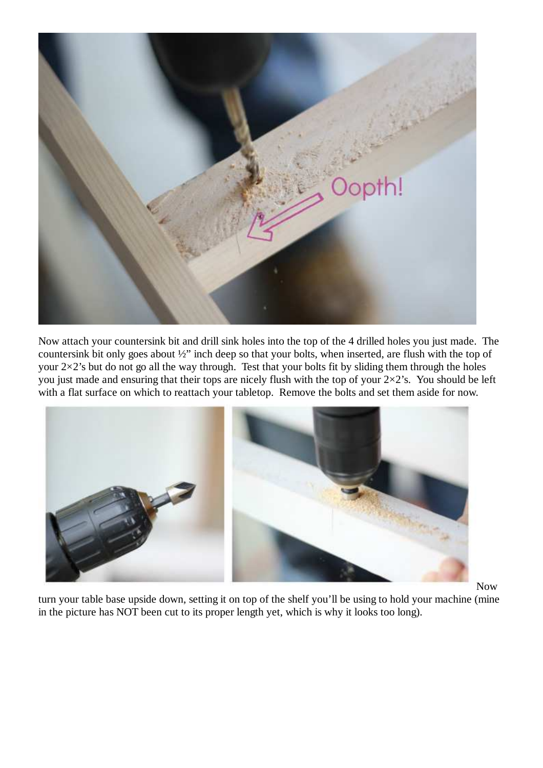Now attach your countersink bit and drill sink holes into the top of the 4 drilled holes you just made. The countersink bit only goes about ½" inch deep so that your bolts, when inserted, are flush with the top of your 2×2's but do not go all the way through. Test that your bolts fit by sliding them through the holes you just made and ensuring that their tops are nicely flush with the top of your 2×2's. You should be left with a flat surface on which to reattach your tabletop. Remove the bolts and set them aside for now.

Now turn your table base upside down, setting it on top of the shelf you'll be using to hold your machine (mine in the picture has NOT been cut to its proper length yet, which is why it looks too long).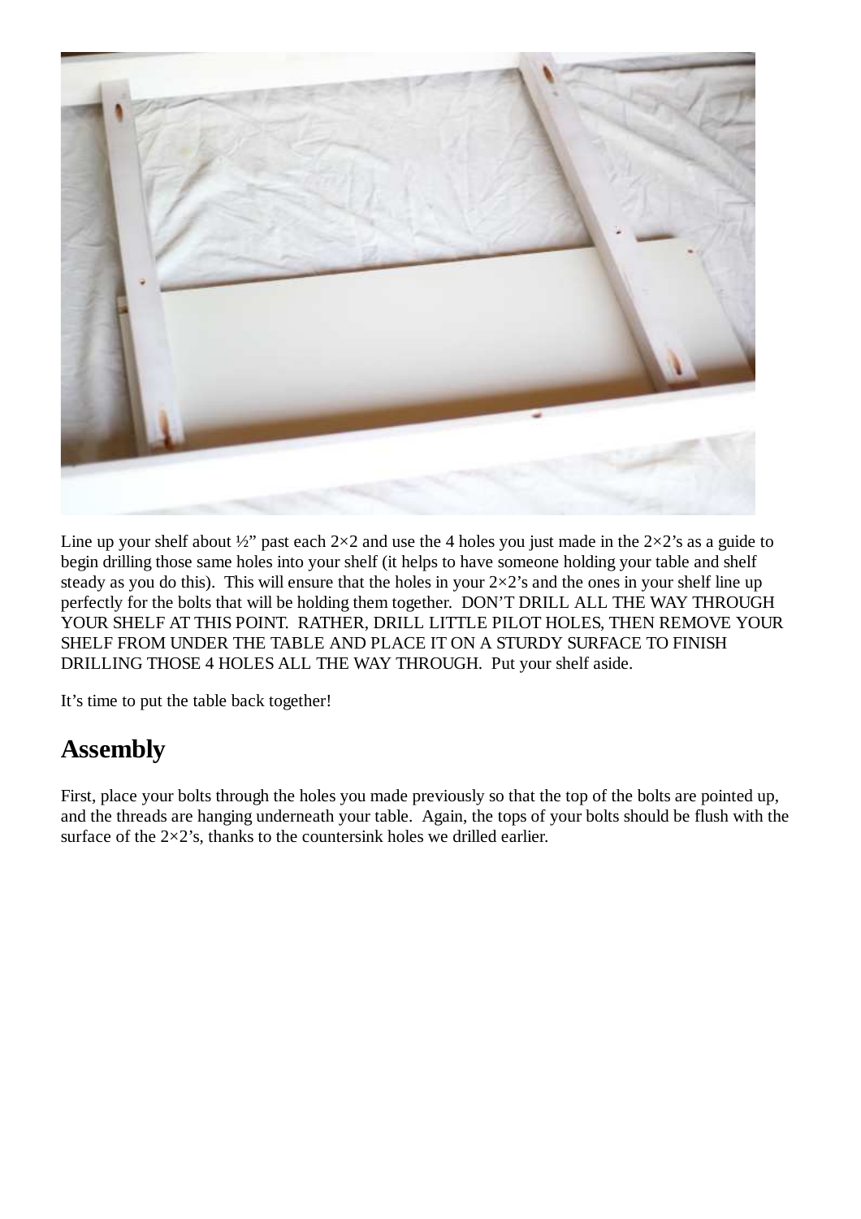Line up your shelf about ½" past each 2×2 and use the 4 holes you just made in the 2×2's as a guide to begin drilling those same holes into your shelf (it helps to have someone holding your table and shelf steady as you do this).  This will ensure that the holes in your 2×2's and the ones in your shelf line up perfectly for the bolts that will be holding them together.  DON'T DRILL ALL THE WAY THROUGH YOUR SHELF AT THIS POINT.  RATHER, DRILL LITTLE PILOT HOLES, THEN REMOVE YOUR SHELF FROM UNDER THE TABLE AND PLACE IT ON A STURDY SURFACE TO FINISH DRILLING THOSE 4 HOLES ALL THE WAY THROUGH.  Put your shelf aside.

It's time to put the table back together!

## Assembly

First, place your bolts through the holes you made previously so that the top of the bolts are pointed up, and the threads are hanging underneath your table.  Again, the tops of your bolts should be flush with the surface of the 2×2's, thanks to the countersink holes we drilled earlier.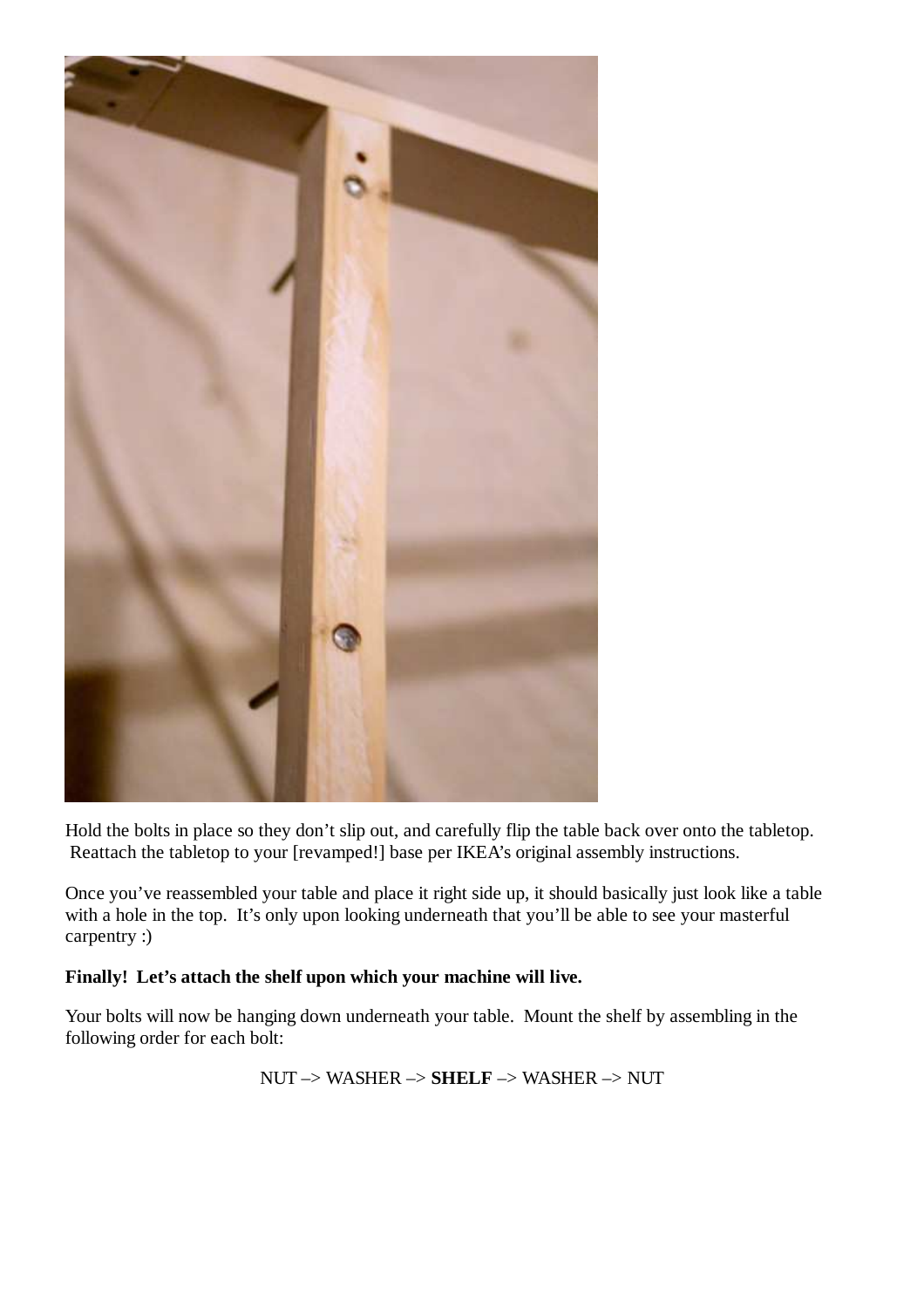Hold the bolts in place so they don't slip out, and carefully flip the table back over onto the tabletop. Reattach the tabletop to your [revamped!] base per IKEA's original assembly instructions.

Once you've reassembled your table and place it right side up, it should basically just look like a table with a hole in the top. It's only upon looking underneath that you'll be able to see your masterful carpentry :)

**Finally! Let's attach the shelf upon which your machine will live.**

Your bolts will now be hanging down underneath your table. Mount the shelf by assembling in the following order for each bolt:

NUT –> WASHER –> **SHELF** –> WASHER –> NUT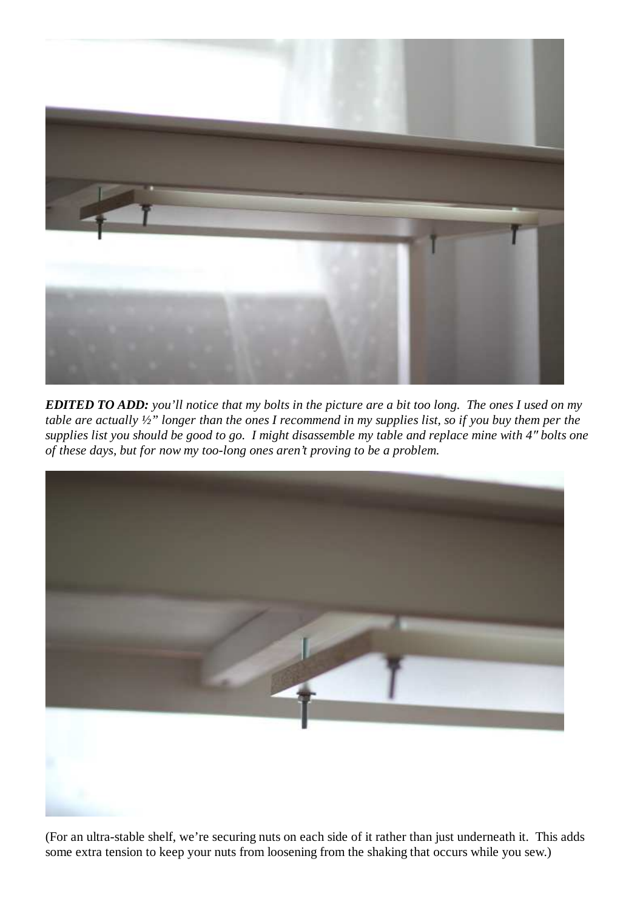***EDITED TO ADD:** you'll notice that my bolts in the picture are a bit too long. The ones I used on my table are actually ½" longer than the ones I recommend in my supplies list, so if you buy them per the supplies list you should be good to go. I might disassemble my table and replace mine with 4″ bolts one of these days, but for now my too-long ones aren't proving to be a problem.*

(For an ultra-stable shelf, we're securing nuts on each side of it rather than just underneath it. This adds some extra tension to keep your nuts from loosening from the shaking that occurs while you sew.)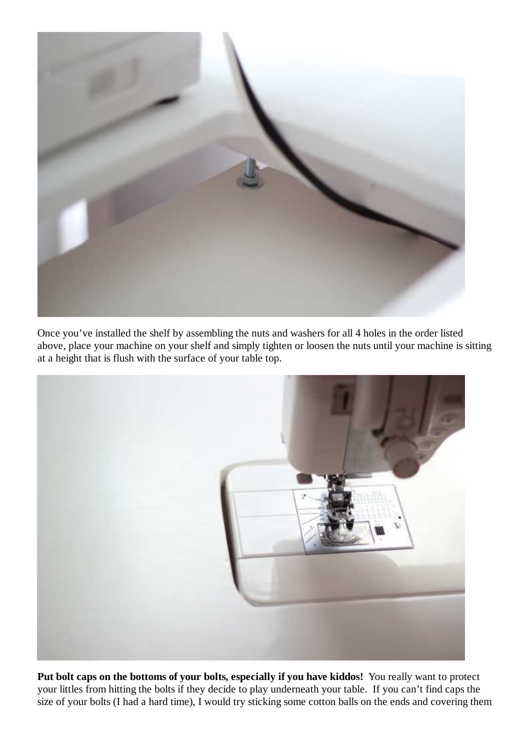Once you've installed the shelf by assembling the nuts and washers for all 4 holes in the order listed above, place your machine on your shelf and simply tighten or loosen the nuts until your machine is sitting at a height that is flush with the surface of your table top.

**Put bolt caps on the bottoms of your bolts, especially if you have kiddos!** You really want to protect your littles from hitting the bolts if they decide to play underneath your table. If you can't find caps the size of your bolts (I had a hard time), I would try sticking some cotton balls on the ends and covering them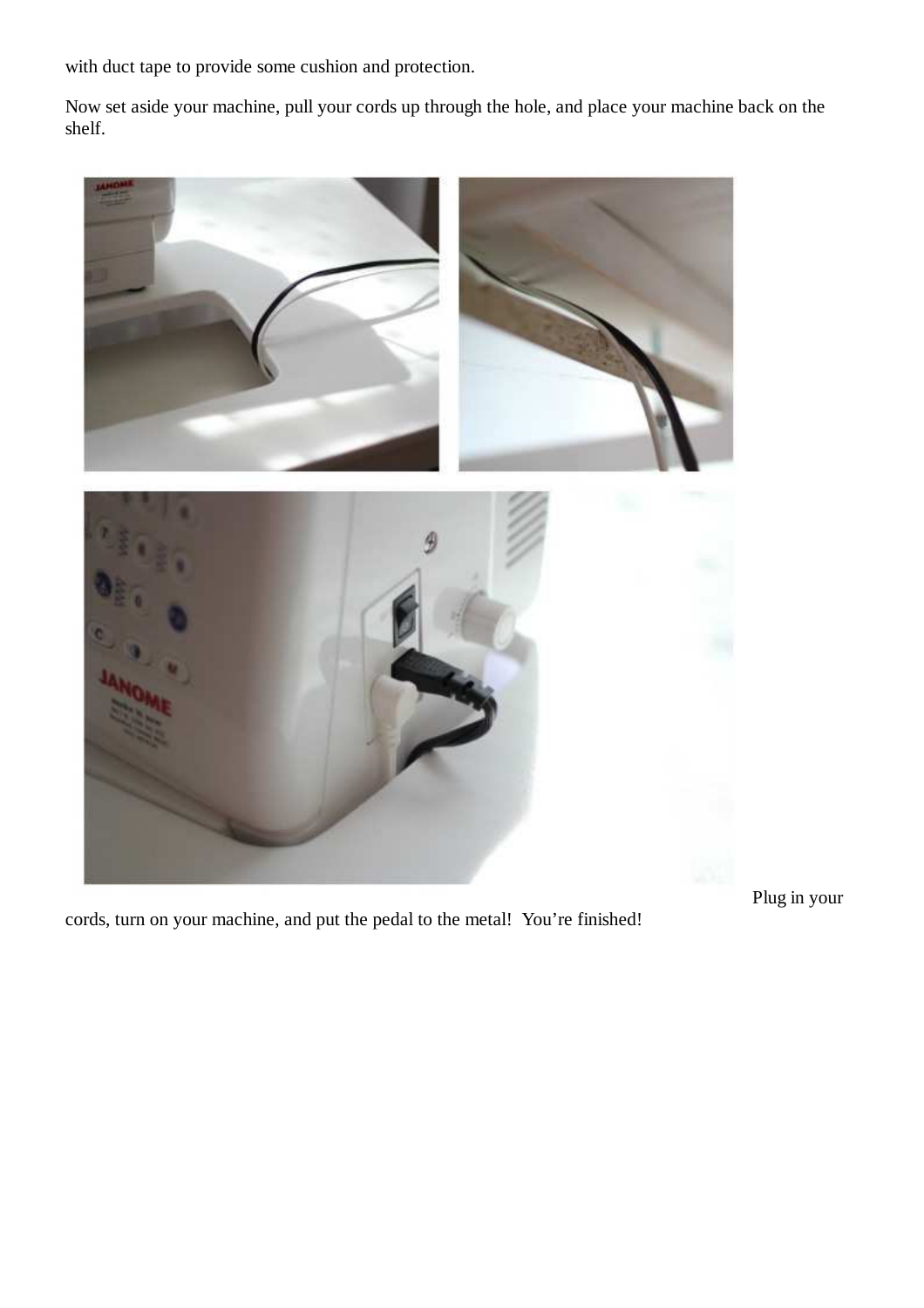with duct tape to provide some cushion and protection.

Now set aside your machine, pull your cords up through the hole, and place your machine back on the shelf.

Plug in your cords, turn on your machine, and put the pedal to the metal!  You're finished!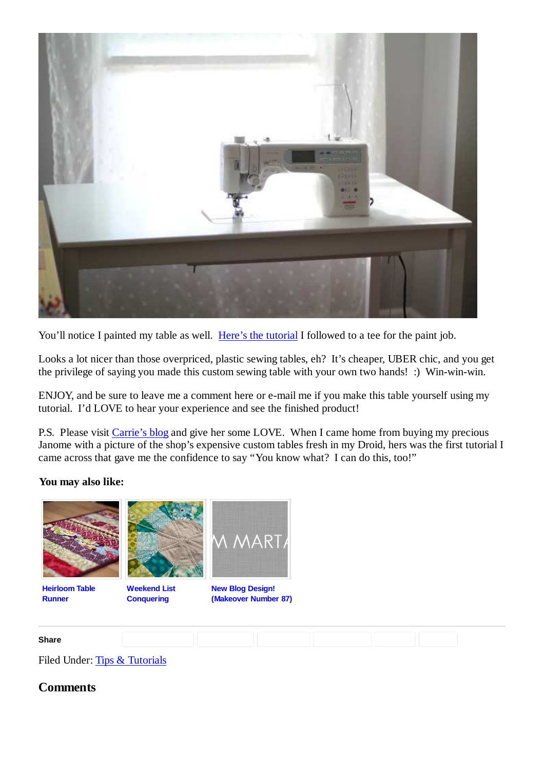You'll notice I painted my table as well. [Here's the tutorial] I followed to a tee for the paint job.

Looks a lot nicer than those overpriced, plastic sewing tables, eh? It's cheaper, UBER chic, and you get the privilege of saying you made this custom sewing table with your own two hands! :) Win-win-win.

ENJOY, and be sure to leave me a comment here or e-mail me if you make this table yourself using my tutorial. I'd LOVE to hear your experience and see the finished product!

P.S. Please visit Carrie's blog and give her some LOVE. When I came home from buying my precious Janome with a picture of the shop's expensive custom tables fresh in my Droid, hers was the first tutorial I came across that gave me the confidence to say "You know what? I can do this, too!"

**You may also like:**

**Heirloom Table Runner**

**Weekend List Conquering**

**New Blog Design! (Makeover Number 87)**

**Share**

Filed Under: Tips & Tutorials

## Comments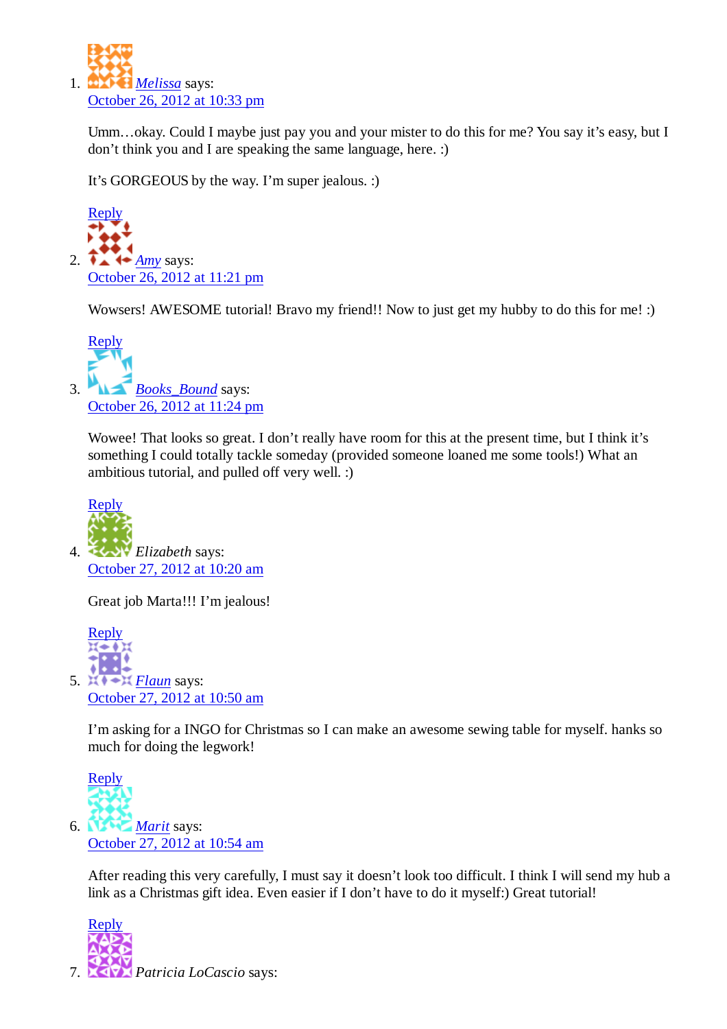1. *Melissa* says:
   October 26, 2012 at 10:33 pm

   Umm…okay. Could I maybe just pay you and your mister to do this for me? You say it's easy, but I don't think you and I are speaking the same language, here. :)

   It's GORGEOUS by the way. I'm super jealous. :)

   Reply

2. *Amy* says:
   October 26, 2012 at 11:21 pm

   Wowsers! AWESOME tutorial! Bravo my friend!! Now to just get my hubby to do this for me! :)

   Reply

3. *Books_Bound* says:
   October 26, 2012 at 11:24 pm

   Wowee! That looks so great. I don't really have room for this at the present time, but I think it's something I could totally tackle someday (provided someone loaned me some tools!) What an ambitious tutorial, and pulled off very well. :)

   Reply

4. *Elizabeth* says:
   October 27, 2012 at 10:20 am

   Great job Marta!!! I'm jealous!

   Reply

5. *Flaun* says:
   October 27, 2012 at 10:50 am

   I'm asking for a INGO for Christmas so I can make an awesome sewing table for myself. hanks so much for doing the legwork!

   Reply

6. *Marit* says:
   October 27, 2012 at 10:54 am

   After reading this very carefully, I must say it doesn't look too difficult. I think I will send my hub a link as a Christmas gift idea. Even easier if I don't have to do it myself:) Great tutorial!

   Reply

7. *Patricia LoCascio* says: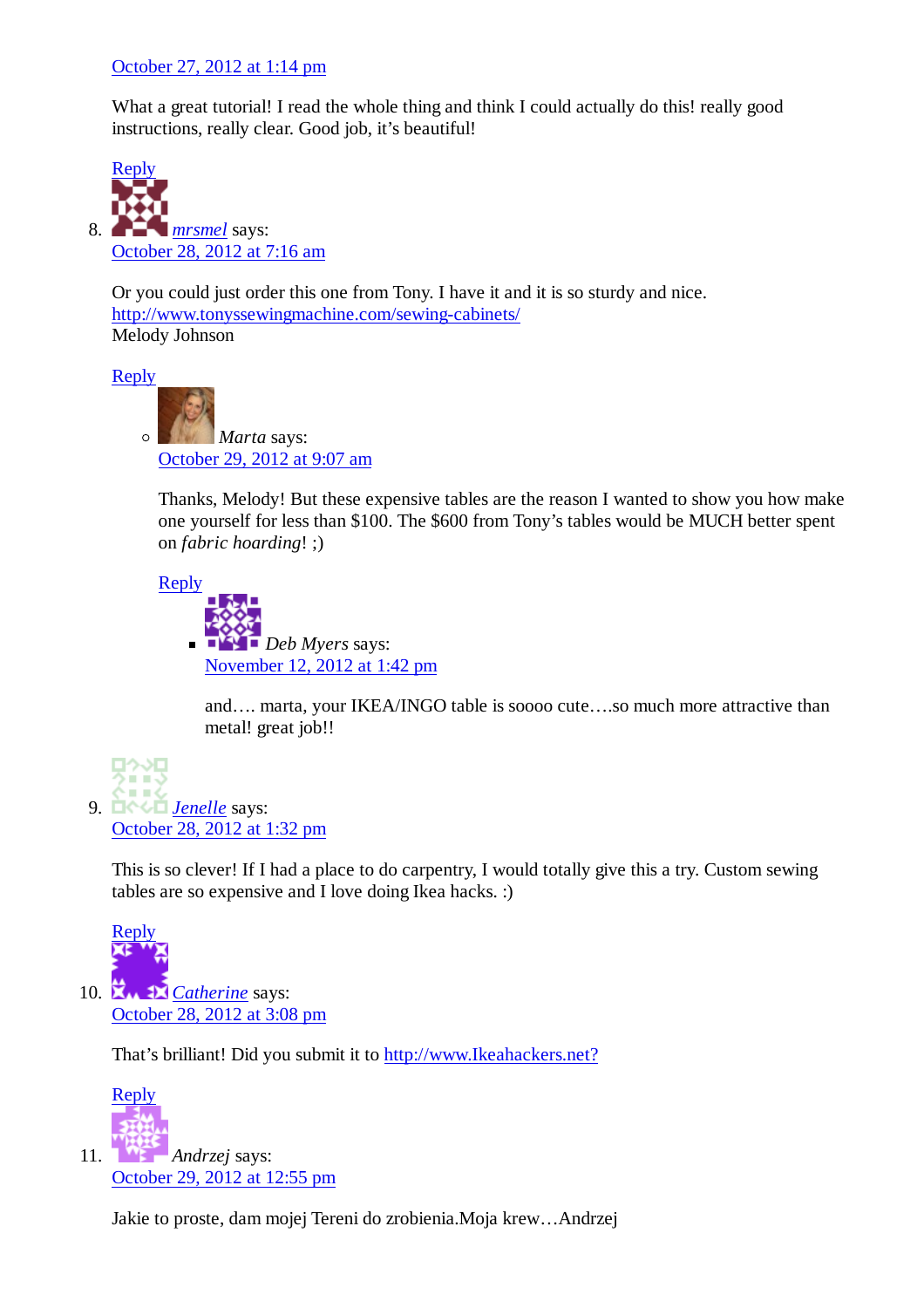October 27, 2012 at 1:14 pm

What a great tutorial! I read the whole thing and think I could actually do this! really good instructions, really clear. Good job, it's beautiful!

Reply

8. *mrsmel* says:
   October 28, 2012 at 7:16 am

   Or you could just order this one from Tony. I have it and it is so sturdy and nice.
   http://www.tonyssewingmachine.com/sewing-cabinets/
   Melody Johnson

   Reply

   - *Marta* says:
     October 29, 2012 at 9:07 am

     Thanks, Melody! But these expensive tables are the reason I wanted to show you how make one yourself for less than $100. The $600 from Tony's tables would be MUCH better spent on *fabric hoarding*! ;)

     Reply

     - *Deb Myers* says:
       November 12, 2012 at 1:42 pm

       and…. marta, your IKEA/INGO table is soooo cute….so much more attractive than metal! great job!!

9. *Jenelle* says:
   October 28, 2012 at 1:32 pm

   This is so clever! If I had a place to do carpentry, I would totally give this a try. Custom sewing tables are so expensive and I love doing Ikea hacks. :)

   Reply

10. *Catherine* says:
    October 28, 2012 at 3:08 pm

    That's brilliant! Did you submit it to http://www.Ikeahackers.net?

    Reply

11. *Andrzej* says:
    October 29, 2012 at 12:55 pm

    Jakie to proste, dam mojej Tereni do zrobienia.Moja krew…Andrzej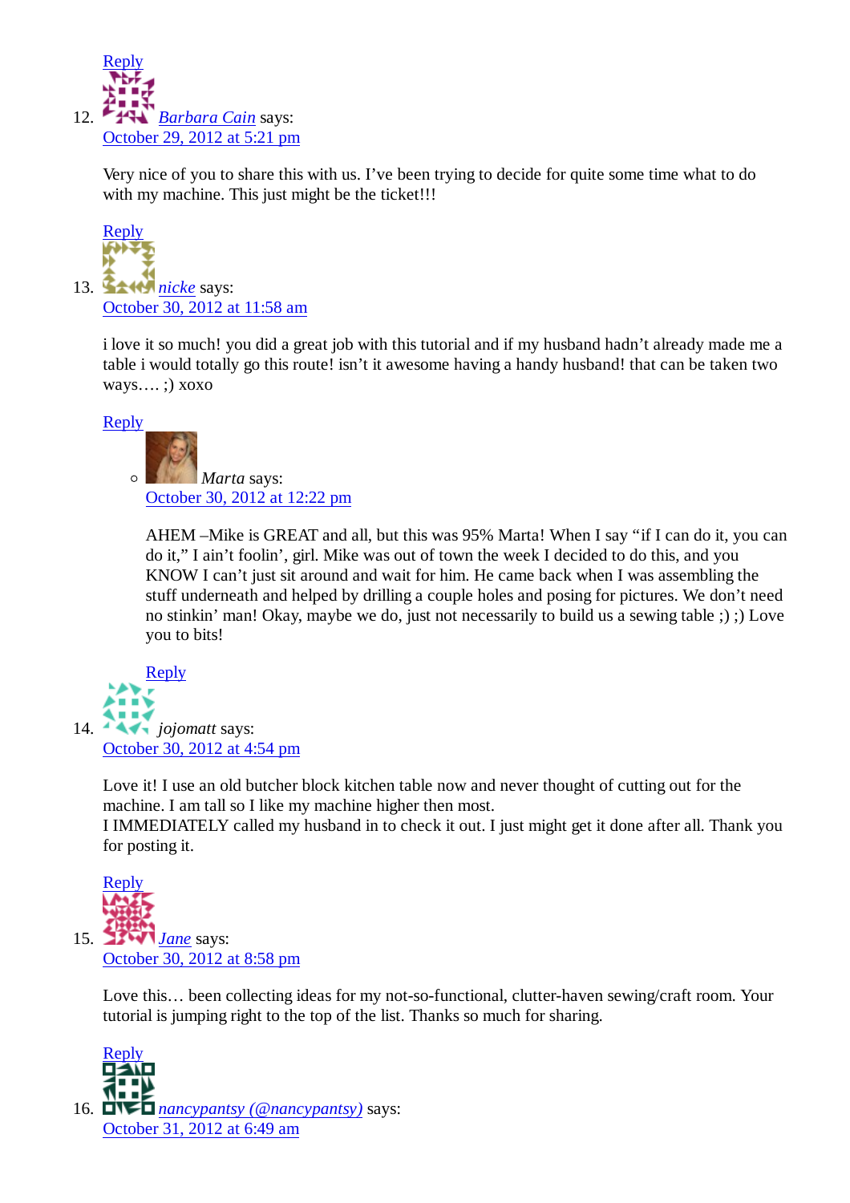Reply

12. *Barbara Cain* says:
    October 29, 2012 at 5:21 pm

    Very nice of you to share this with us. I've been trying to decide for quite some time what to do with my machine. This just might be the ticket!!!

    Reply

13. *nicke* says:
    October 30, 2012 at 11:58 am

    i love it so much! you did a great job with this tutorial and if my husband hadn't already made me a table i would totally go this route! isn't it awesome having a handy husband! that can be taken two ways…. ;) xoxo

    Reply

    - *Marta* says:
      October 30, 2012 at 12:22 pm

      AHEM –Mike is GREAT and all, but this was 95% Marta! When I say "if I can do it, you can do it," I ain't foolin', girl. Mike was out of town the week I decided to do this, and you KNOW I can't just sit around and wait for him. He came back when I was assembling the stuff underneath and helped by drilling a couple holes and posing for pictures. We don't need no stinkin' man! Okay, maybe we do, just not necessarily to build us a sewing table ;) ;) Love you to bits!

      Reply

14. *jojomatt* says:
    October 30, 2012 at 4:54 pm

    Love it! I use an old butcher block kitchen table now and never thought of cutting out for the machine. I am tall so I like my machine higher then most.
    I IMMEDIATELY called my husband in to check it out. I just might get it done after all. Thank you for posting it.

    Reply

15. *Jane* says:
    October 30, 2012 at 8:58 pm

    Love this… been collecting ideas for my not-so-functional, clutter-haven sewing/craft room. Your tutorial is jumping right to the top of the list. Thanks so much for sharing.

    Reply

16. *nancypantsy (@nancypantsy)* says:
    October 31, 2012 at 6:49 am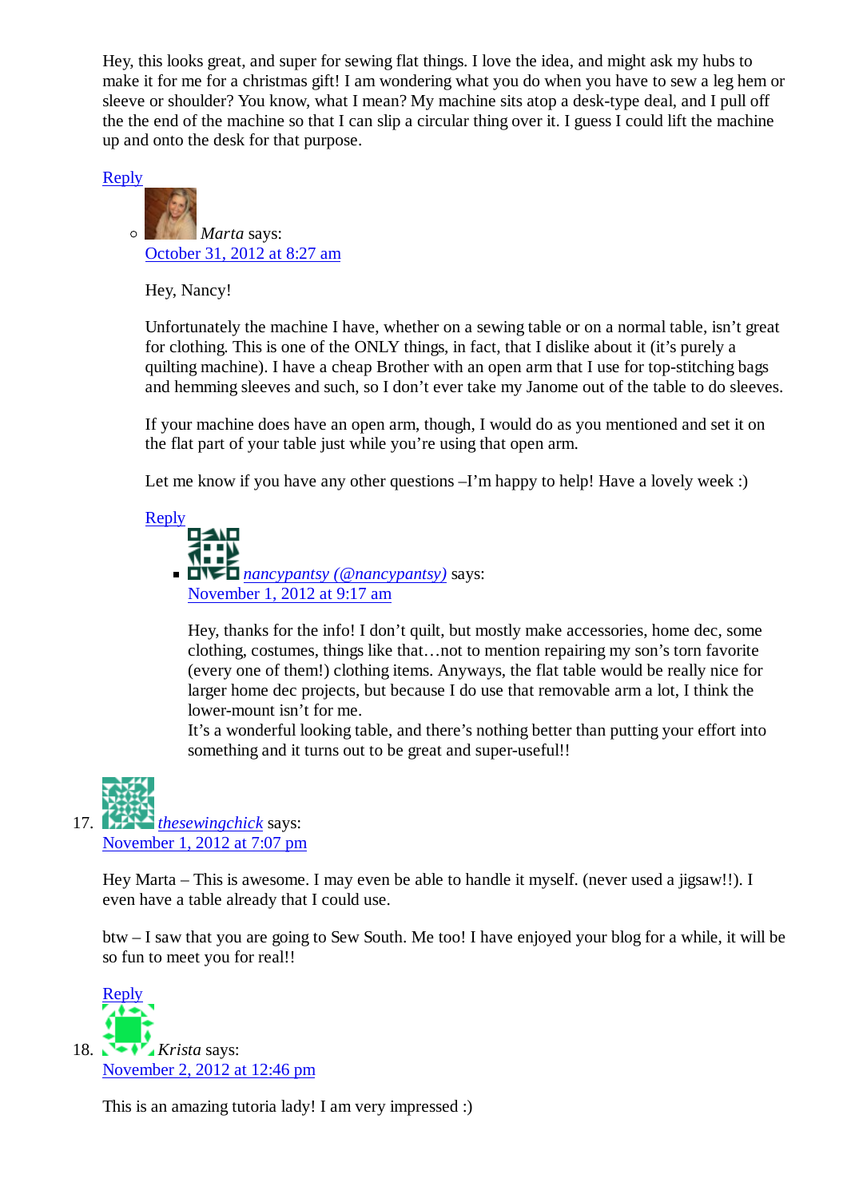Hey, this looks great, and super for sewing flat things. I love the idea, and might ask my hubs to make it for me for a christmas gift! I am wondering what you do when you have to sew a leg hem or sleeve or shoulder? You know, what I mean? My machine sits atop a desk-type deal, and I pull off the the end of the machine so that I can slip a circular thing over it. I guess I could lift the machine up and onto the desk for that purpose.

Reply

- *Marta* says:
  October 31, 2012 at 8:27 am

  Hey, Nancy!

  Unfortunately the machine I have, whether on a sewing table or on a normal table, isn't great for clothing. This is one of the ONLY things, in fact, that I dislike about it (it's purely a quilting machine). I have a cheap Brother with an open arm that I use for top-stitching bags and hemming sleeves and such, so I don't ever take my Janome out of the table to do sleeves.

  If your machine does have an open arm, though, I would do as you mentioned and set it on the flat part of your table just while you're using that open arm.

  Let me know if you have any other questions –I'm happy to help! Have a lovely week :)

  Reply

  - *nancypantsy (@nancypantsy)* says:
    November 1, 2012 at 9:17 am

    Hey, thanks for the info! I don't quilt, but mostly make accessories, home dec, some clothing, costumes, things like that…not to mention repairing my son's torn favorite (every one of them!) clothing items. Anyways, the flat table would be really nice for larger home dec projects, but because I do use that removable arm a lot, I think the lower-mount isn't for me.
    It's a wonderful looking table, and there's nothing better than putting your effort into something and it turns out to be great and super-useful!!

17. *thesewingchick* says:
    November 1, 2012 at 7:07 pm

    Hey Marta – This is awesome. I may even be able to handle it myself. (never used a jigsaw!!). I even have a table already that I could use.

    btw – I saw that you are going to Sew South. Me too! I have enjoyed your blog for a while, it will be so fun to meet you for real!!

    Reply

18. *Krista* says:
    November 2, 2012 at 12:46 pm

    This is an amazing tutoria lady! I am very impressed :)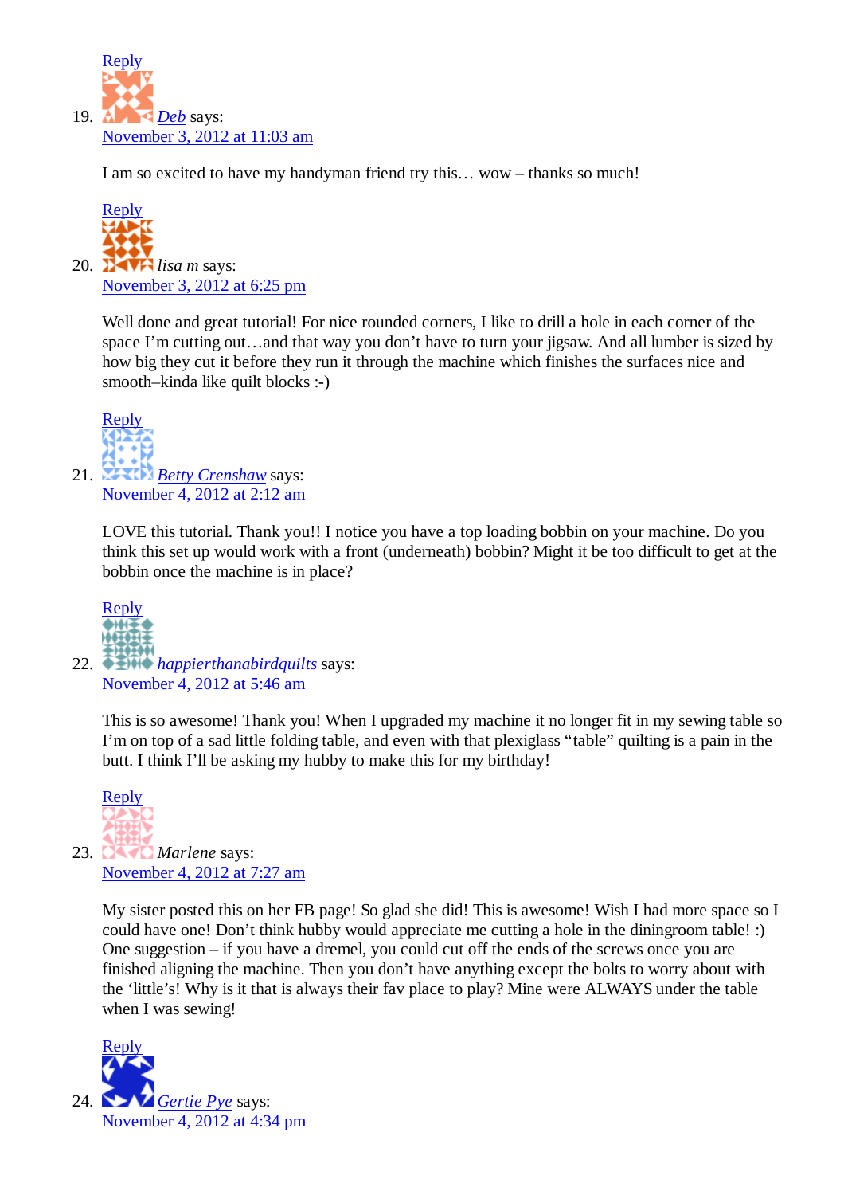Reply

19. *Deb* says:
November 3, 2012 at 11:03 am

I am so excited to have my handyman friend try this… wow – thanks so much!

Reply

20. *lisa m* says:
November 3, 2012 at 6:25 pm

Well done and great tutorial! For nice rounded corners, I like to drill a hole in each corner of the space I'm cutting out…and that way you don't have to turn your jigsaw. And all lumber is sized by how big they cut it before they run it through the machine which finishes the surfaces nice and smooth–kinda like quilt blocks :-)

Reply

21. *Betty Crenshaw* says:
November 4, 2012 at 2:12 am

LOVE this tutorial. Thank you!! I notice you have a top loading bobbin on your machine. Do you think this set up would work with a front (underneath) bobbin? Might it be too difficult to get at the bobbin once the machine is in place?

Reply

22. *happierthanabirdquilts* says:
November 4, 2012 at 5:46 am

This is so awesome! Thank you! When I upgraded my machine it no longer fit in my sewing table so I'm on top of a sad little folding table, and even with that plexiglass "table" quilting is a pain in the butt. I think I'll be asking my hubby to make this for my birthday!

Reply

23. *Marlene* says:
November 4, 2012 at 7:27 am

My sister posted this on her FB page! So glad she did! This is awesome! Wish I had more space so I could have one! Don't think hubby would appreciate me cutting a hole in the diningroom table! :) One suggestion – if you have a dremel, you could cut off the ends of the screws once you are finished aligning the machine. Then you don't have anything except the bolts to worry about with the 'little's! Why is it that is always their fav place to play? Mine were ALWAYS under the table when I was sewing!

Reply

24. *Gertie Pye* says:
November 4, 2012 at 4:34 pm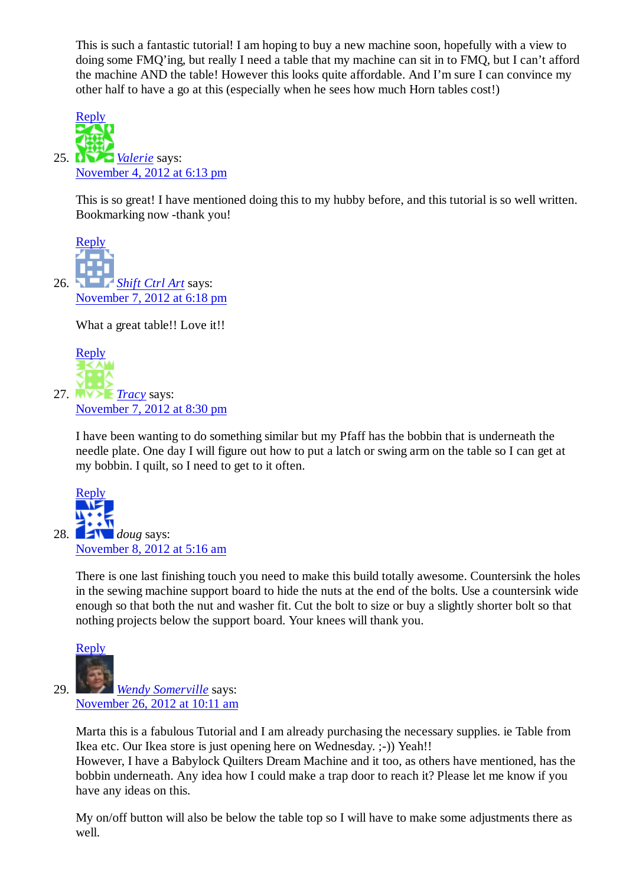This is such a fantastic tutorial! I am hoping to buy a new machine soon, hopefully with a view to doing some FMQ'ing, but really I need a table that my machine can sit in to FMQ, but I can't afford the machine AND the table! However this looks quite affordable. And I'm sure I can convince my other half to have a go at this (especially when he sees how much Horn tables cost!)

Reply

25. *Valerie* says:
November 4, 2012 at 6:13 pm

This is so great! I have mentioned doing this to my hubby before, and this tutorial is so well written. Bookmarking now -thank you!

Reply

26. *Shift Ctrl Art* says:
November 7, 2012 at 6:18 pm

What a great table!! Love it!!

Reply

27. *Tracy* says:
November 7, 2012 at 8:30 pm

I have been wanting to do something similar but my Pfaff has the bobbin that is underneath the needle plate. One day I will figure out how to put a latch or swing arm on the table so I can get at my bobbin. I quilt, so I need to get to it often.

Reply

28. *doug* says:
November 8, 2012 at 5:16 am

There is one last finishing touch you need to make this build totally awesome. Countersink the holes in the sewing machine support board to hide the nuts at the end of the bolts. Use a countersink wide enough so that both the nut and washer fit. Cut the bolt to size or buy a slightly shorter bolt so that nothing projects below the support board. Your knees will thank you.

Reply

29. *Wendy Somerville* says:
November 26, 2012 at 10:11 am

Marta this is a fabulous Tutorial and I am already purchasing the necessary supplies. ie Table from Ikea etc. Our Ikea store is just opening here on Wednesday. ;-)) Yeah!!
However, I have a Babylock Quilters Dream Machine and it too, as others have mentioned, has the bobbin underneath. Any idea how I could make a trap door to reach it? Please let me know if you have any ideas on this.

My on/off button will also be below the table top so I will have to make some adjustments there as well.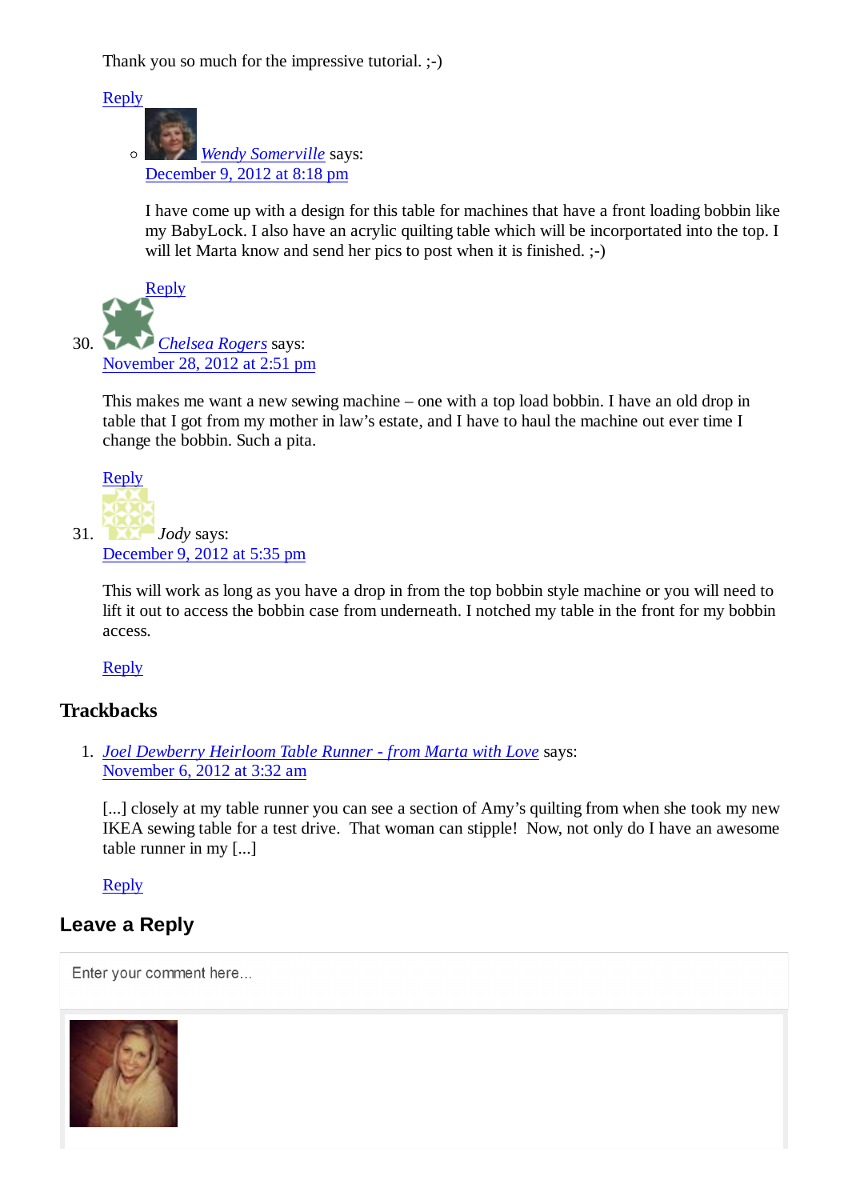Thank you so much for the impressive tutorial. ;-)

Reply

- *Wendy Somerville* says:
  December 9, 2012 at 8:18 pm

  I have come up with a design for this table for machines that have a front loading bobbin like my BabyLock. I also have an acrylic quilting table which will be incorportated into the top. I will let Marta know and send her pics to post when it is finished. ;-)

  Reply

30. *Chelsea Rogers* says:
    November 28, 2012 at 2:51 pm

    This makes me want a new sewing machine – one with a top load bobbin. I have an old drop in table that I got from my mother in law's estate, and I have to haul the machine out ever time I change the bobbin. Such a pita.

    Reply

31. *Jody* says:
    December 9, 2012 at 5:35 pm

    This will work as long as you have a drop in from the top bobbin style machine or you will need to lift it out to access the bobbin case from underneath. I notched my table in the front for my bobbin access.

    Reply

## Trackbacks

1. *Joel Dewberry Heirloom Table Runner - from Marta with Love* says:
   November 6, 2012 at 3:32 am

   [...] closely at my table runner you can see a section of Amy's quilting from when she took my new IKEA sewing table for a test drive. That woman can stipple! Now, not only do I have an awesome table runner in my [...]

   Reply

## Leave a Reply

Enter your comment here...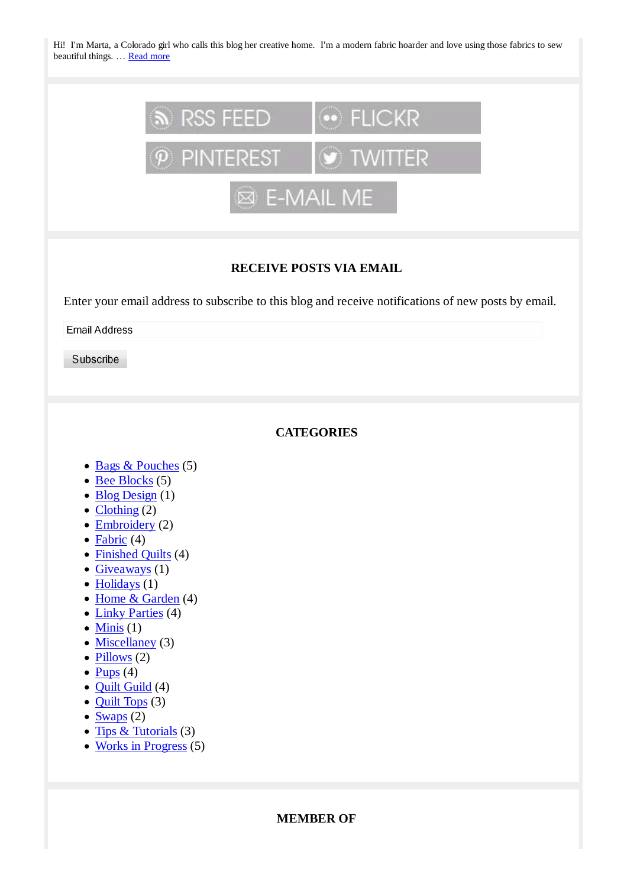Hi! I'm Marta, a Colorado girl who calls this blog her creative home. I'm a modern fabric hoarder and love using those fabrics to sew beautiful things. … Read more

RSS FEED FLICKR
PINTEREST TWITTER
E-MAIL ME

## RECEIVE POSTS VIA EMAIL

Enter your email address to subscribe to this blog and receive notifications of new posts by email.

Email Address

Subscribe

## CATEGORIES

- Bags & Pouches (5)
- Bee Blocks (5)
- Blog Design (1)
- Clothing (2)
- Embroidery (2)
- Fabric (4)
- Finished Quilts (4)
- Giveaways (1)
- Holidays (1)
- Home & Garden (4)
- Linky Parties (4)
- Minis (1)
- Miscellaney (3)
- Pillows (2)
- Pups (4)
- Quilt Guild (4)
- Quilt Tops (3)
- Swaps (2)
- Tips & Tutorials (3)
- Works in Progress (5)

## MEMBER OF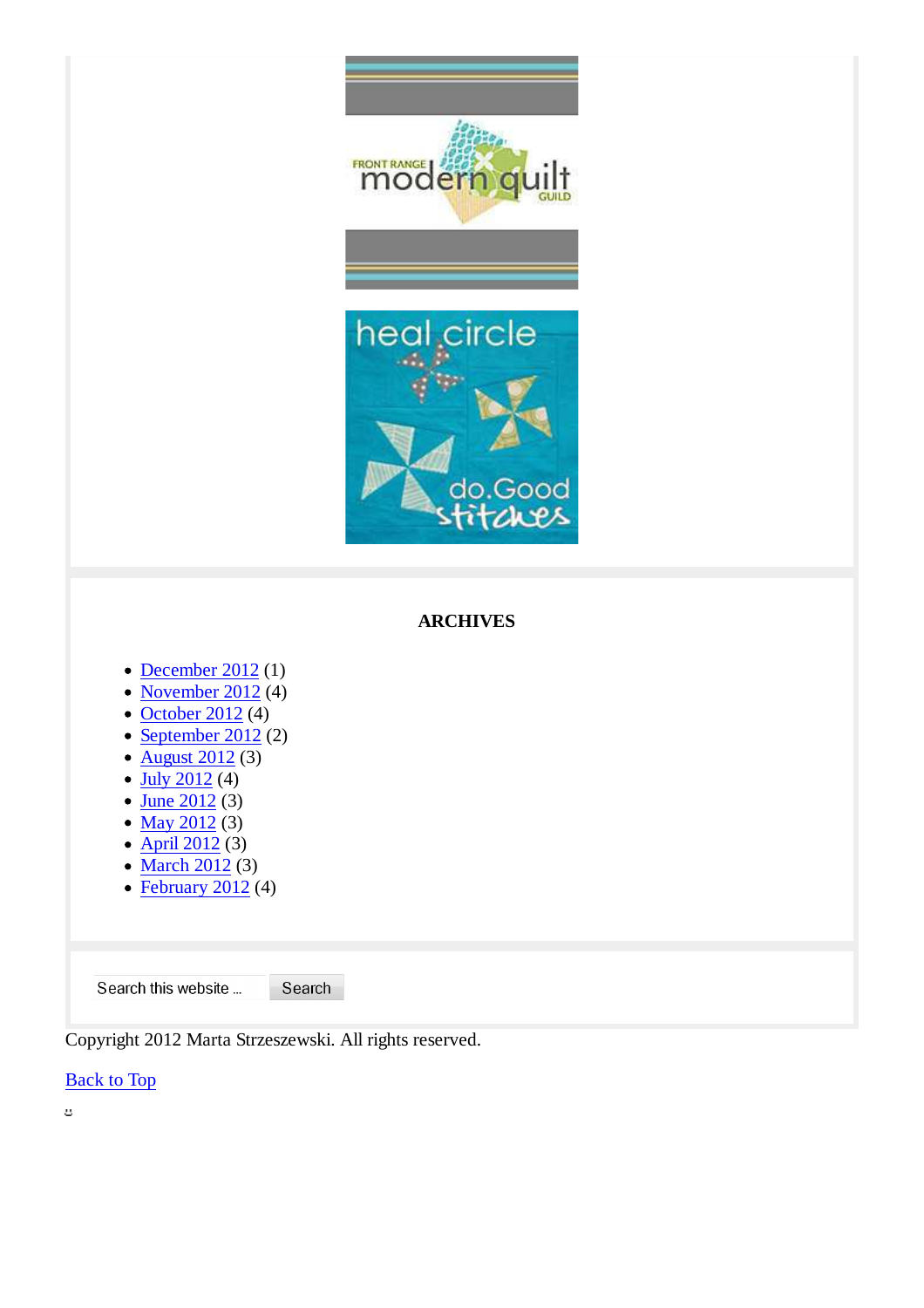### ARCHIVES

- December 2012 (1)
- November 2012 (4)
- October 2012 (4)
- September 2012 (2)
- August 2012 (3)
- July 2012 (4)
- June 2012 (3)
- May 2012 (3)
- April 2012 (3)
- March 2012 (3)
- February 2012 (4)

Search this website ... Search

Copyright 2012 Marta Strzeszewski. All rights reserved.

Back to Top